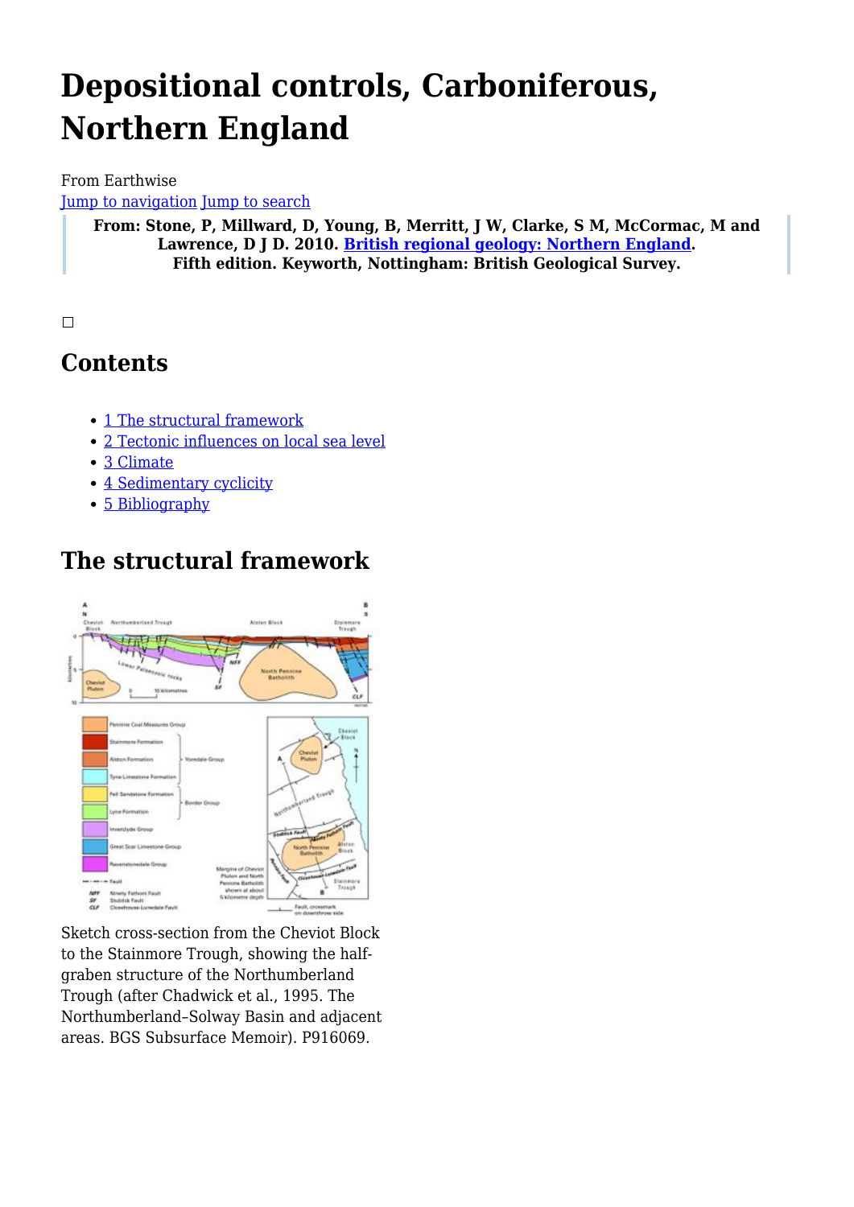# Depositional controls, Carboniferous, Northern England

From Earthwise

Jump to navigation Jump to search

> **From: Stone, P, Millward, D, Young, B, Merritt, J W, Clarke, S M, McCormac, M and Lawrence, D J D. 2010. British regional geology: Northern England. Fifth edition. Keyworth, Nottingham: British Geological Survey.**

## Contents

- 1 The structural framework
- 2 Tectonic influences on local sea level
- 3 Climate
- 4 Sedimentary cyclicity
- 5 Bibliography

## The structural framework

Sketch cross-section from the Cheviot Block to the Stainmore Trough, showing the half-graben structure of the Northumberland Trough (after Chadwick et al., 1995. The Northumberland–Solway Basin and adjacent areas. BGS Subsurface Memoir). P916069.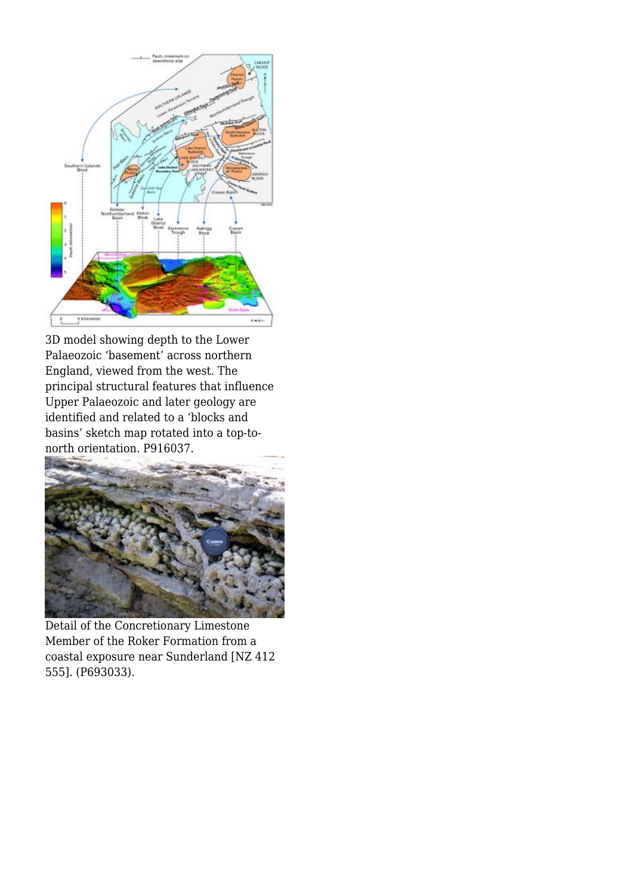3D model showing depth to the Lower Palaeozoic 'basement' across northern England, viewed from the west. The principal structural features that influence Upper Palaeozoic and later geology are identified and related to a 'blocks and basins' sketch map rotated into a top-to-north orientation. P916037.

Detail of the Concretionary Limestone Member of the Roker Formation from a coastal exposure near Sunderland [NZ 412 555]. (P693033).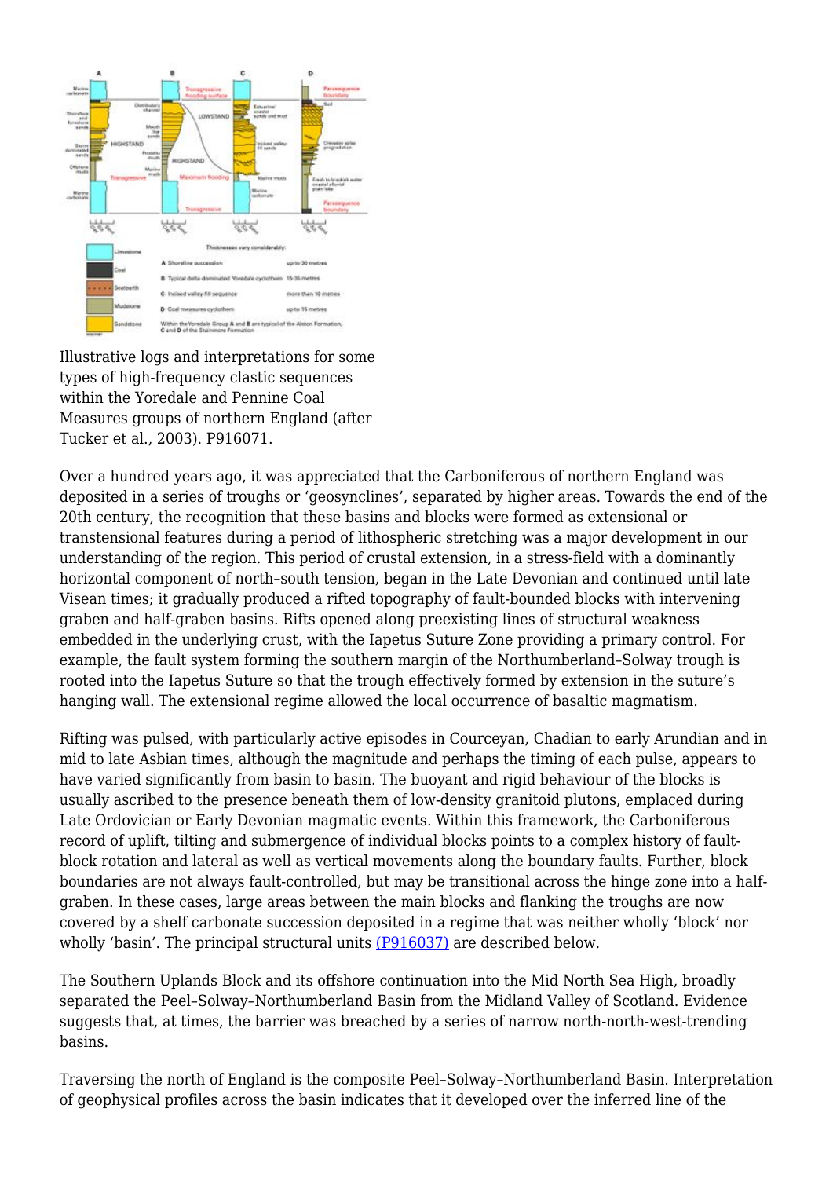Illustrative logs and interpretations for some types of high-frequency clastic sequences within the Yoredale and Pennine Coal Measures groups of northern England (after Tucker et al., 2003). P916071.

Over a hundred years ago, it was appreciated that the Carboniferous of northern England was deposited in a series of troughs or 'geosynclines', separated by higher areas. Towards the end of the 20th century, the recognition that these basins and blocks were formed as extensional or transtensional features during a period of lithospheric stretching was a major development in our understanding of the region. This period of crustal extension, in a stress-field with a dominantly horizontal component of north–south tension, began in the Late Devonian and continued until late Visean times; it gradually produced a rifted topography of fault-bounded blocks with intervening graben and half-graben basins. Rifts opened along preexisting lines of structural weakness embedded in the underlying crust, with the Iapetus Suture Zone providing a primary control. For example, the fault system forming the southern margin of the Northumberland–Solway trough is rooted into the Iapetus Suture so that the trough effectively formed by extension in the suture's hanging wall. The extensional regime allowed the local occurrence of basaltic magmatism.

Rifting was pulsed, with particularly active episodes in Courceyan, Chadian to early Arundian and in mid to late Asbian times, although the magnitude and perhaps the timing of each pulse, appears to have varied significantly from basin to basin. The buoyant and rigid behaviour of the blocks is usually ascribed to the presence beneath them of low-density granitoid plutons, emplaced during Late Ordovician or Early Devonian magmatic events. Within this framework, the Carboniferous record of uplift, tilting and submergence of individual blocks points to a complex history of fault-block rotation and lateral as well as vertical movements along the boundary faults. Further, block boundaries are not always fault-controlled, but may be transitional across the hinge zone into a half-graben. In these cases, large areas between the main blocks and flanking the troughs are now covered by a shelf carbonate succession deposited in a regime that was neither wholly 'block' nor wholly 'basin'. The principal structural units (P916037) are described below.

The Southern Uplands Block and its offshore continuation into the Mid North Sea High, broadly separated the Peel–Solway–Northumberland Basin from the Midland Valley of Scotland. Evidence suggests that, at times, the barrier was breached by a series of narrow north-north-west-trending basins.

Traversing the north of England is the composite Peel–Solway–Northumberland Basin. Interpretation of geophysical profiles across the basin indicates that it developed over the inferred line of the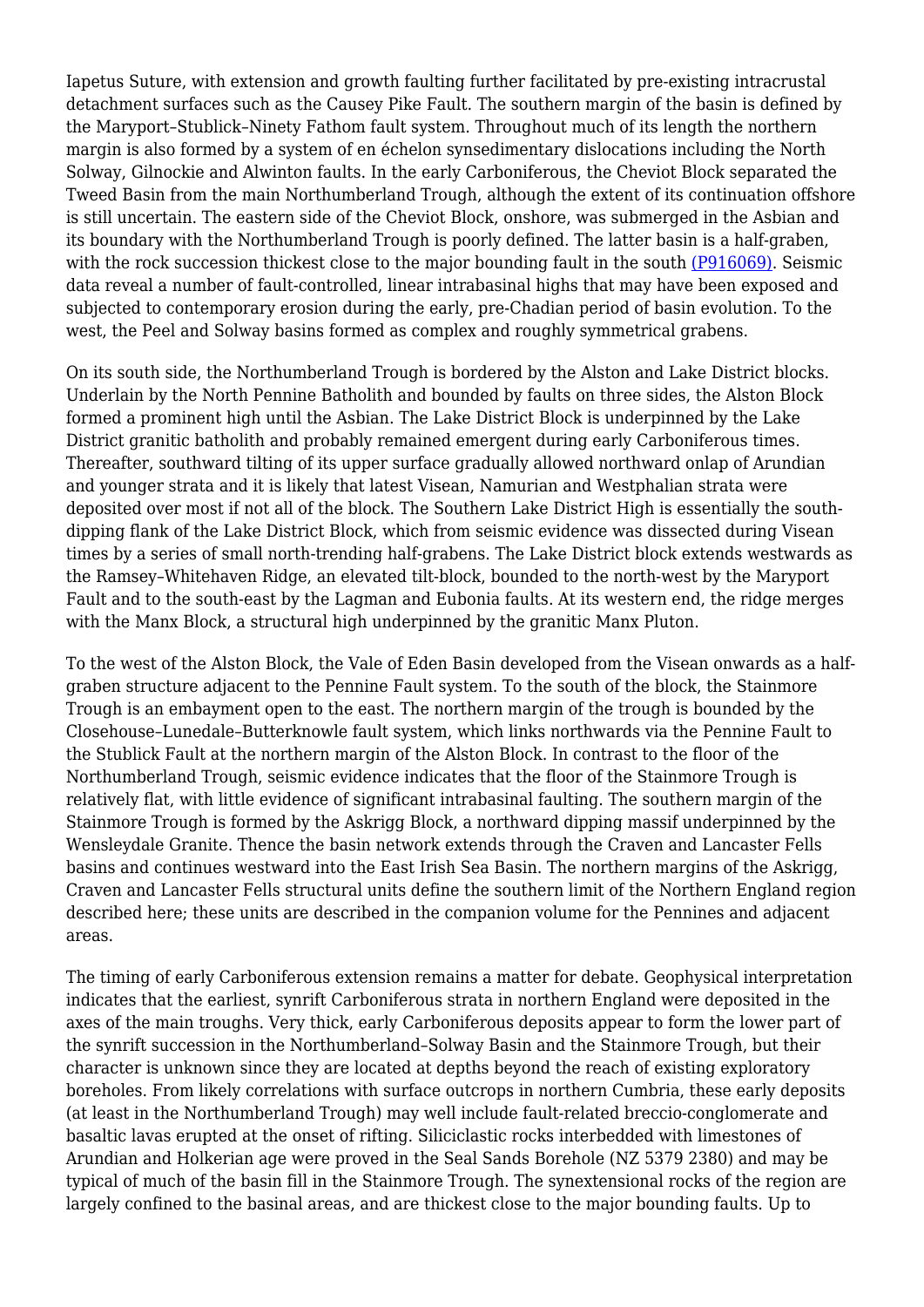Iapetus Suture, with extension and growth faulting further facilitated by pre-existing intracrustal detachment surfaces such as the Causey Pike Fault. The southern margin of the basin is defined by the Maryport–Stublick–Ninety Fathom fault system. Throughout much of its length the northern margin is also formed by a system of en échelon synsedimentary dislocations including the North Solway, Gilnockie and Alwinton faults. In the early Carboniferous, the Cheviot Block separated the Tweed Basin from the main Northumberland Trough, although the extent of its continuation offshore is still uncertain. The eastern side of the Cheviot Block, onshore, was submerged in the Asbian and its boundary with the Northumberland Trough is poorly defined. The latter basin is a half-graben, with the rock succession thickest close to the major bounding fault in the south [(P916069)](P916069). Seismic data reveal a number of fault-controlled, linear intrabasinal highs that may have been exposed and subjected to contemporary erosion during the early, pre-Chadian period of basin evolution. To the west, the Peel and Solway basins formed as complex and roughly symmetrical grabens.

On its south side, the Northumberland Trough is bordered by the Alston and Lake District blocks. Underlain by the North Pennine Batholith and bounded by faults on three sides, the Alston Block formed a prominent high until the Asbian. The Lake District Block is underpinned by the Lake District granitic batholith and probably remained emergent during early Carboniferous times. Thereafter, southward tilting of its upper surface gradually allowed northward onlap of Arundian and younger strata and it is likely that latest Visean, Namurian and Westphalian strata were deposited over most if not all of the block. The Southern Lake District High is essentially the south-dipping flank of the Lake District Block, which from seismic evidence was dissected during Visean times by a series of small north-trending half-grabens. The Lake District block extends westwards as the Ramsey–Whitehaven Ridge, an elevated tilt-block, bounded to the north-west by the Maryport Fault and to the south-east by the Lagman and Eubonia faults. At its western end, the ridge merges with the Manx Block, a structural high underpinned by the granitic Manx Pluton.

To the west of the Alston Block, the Vale of Eden Basin developed from the Visean onwards as a half-graben structure adjacent to the Pennine Fault system. To the south of the block, the Stainmore Trough is an embayment open to the east. The northern margin of the trough is bounded by the Closehouse–Lunedale–Butterknowle fault system, which links northwards via the Pennine Fault to the Stublick Fault at the northern margin of the Alston Block. In contrast to the floor of the Northumberland Trough, seismic evidence indicates that the floor of the Stainmore Trough is relatively flat, with little evidence of significant intrabasinal faulting. The southern margin of the Stainmore Trough is formed by the Askrigg Block, a northward dipping massif underpinned by the Wensleydale Granite. Thence the basin network extends through the Craven and Lancaster Fells basins and continues westward into the East Irish Sea Basin. The northern margins of the Askrigg, Craven and Lancaster Fells structural units define the southern limit of the Northern England region described here; these units are described in the companion volume for the Pennines and adjacent areas.

The timing of early Carboniferous extension remains a matter for debate. Geophysical interpretation indicates that the earliest, synrift Carboniferous strata in northern England were deposited in the axes of the main troughs. Very thick, early Carboniferous deposits appear to form the lower part of the synrift succession in the Northumberland–Solway Basin and the Stainmore Trough, but their character is unknown since they are located at depths beyond the reach of existing exploratory boreholes. From likely correlations with surface outcrops in northern Cumbria, these early deposits (at least in the Northumberland Trough) may well include fault-related breccio-conglomerate and basaltic lavas erupted at the onset of rifting. Siliciclastic rocks interbedded with limestones of Arundian and Holkerian age were proved in the Seal Sands Borehole (NZ 5379 2380) and may be typical of much of the basin fill in the Stainmore Trough. The synextensional rocks of the region are largely confined to the basinal areas, and are thickest close to the major bounding faults. Up to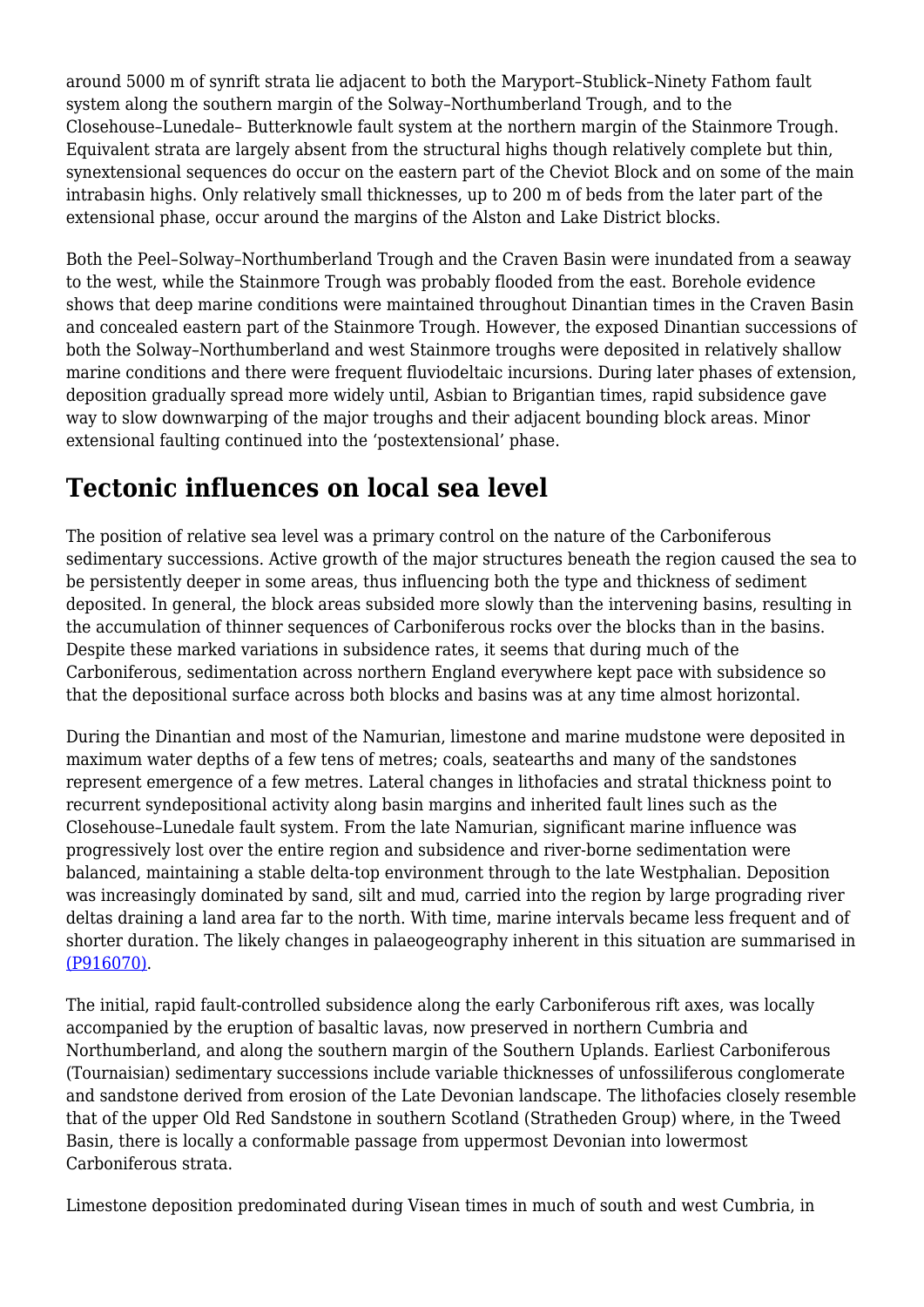around 5000 m of synrift strata lie adjacent to both the Maryport–Stublick–Ninety Fathom fault system along the southern margin of the Solway–Northumberland Trough, and to the Closehouse–Lunedale– Butterknowle fault system at the northern margin of the Stainmore Trough. Equivalent strata are largely absent from the structural highs though relatively complete but thin, synextensional sequences do occur on the eastern part of the Cheviot Block and on some of the main intrabasin highs. Only relatively small thicknesses, up to 200 m of beds from the later part of the extensional phase, occur around the margins of the Alston and Lake District blocks.

Both the Peel–Solway–Northumberland Trough and the Craven Basin were inundated from a seaway to the west, while the Stainmore Trough was probably flooded from the east. Borehole evidence shows that deep marine conditions were maintained throughout Dinantian times in the Craven Basin and concealed eastern part of the Stainmore Trough. However, the exposed Dinantian successions of both the Solway–Northumberland and west Stainmore troughs were deposited in relatively shallow marine conditions and there were frequent fluviodeltaic incursions. During later phases of extension, deposition gradually spread more widely until, Asbian to Brigantian times, rapid subsidence gave way to slow downwarping of the major troughs and their adjacent bounding block areas. Minor extensional faulting continued into the 'postextensional' phase.

## Tectonic influences on local sea level

The position of relative sea level was a primary control on the nature of the Carboniferous sedimentary successions. Active growth of the major structures beneath the region caused the sea to be persistently deeper in some areas, thus influencing both the type and thickness of sediment deposited. In general, the block areas subsided more slowly than the intervening basins, resulting in the accumulation of thinner sequences of Carboniferous rocks over the blocks than in the basins. Despite these marked variations in subsidence rates, it seems that during much of the Carboniferous, sedimentation across northern England everywhere kept pace with subsidence so that the depositional surface across both blocks and basins was at any time almost horizontal.

During the Dinantian and most of the Namurian, limestone and marine mudstone were deposited in maximum water depths of a few tens of metres; coals, seatearths and many of the sandstones represent emergence of a few metres. Lateral changes in lithofacies and stratal thickness point to recurrent syndepositional activity along basin margins and inherited fault lines such as the Closehouse–Lunedale fault system. From the late Namurian, significant marine influence was progressively lost over the entire region and subsidence and river-borne sedimentation were balanced, maintaining a stable delta-top environment through to the late Westphalian. Deposition was increasingly dominated by sand, silt and mud, carried into the region by large prograding river deltas draining a land area far to the north. With time, marine intervals became less frequent and of shorter duration. The likely changes in palaeogeography inherent in this situation are summarised in (P916070).

The initial, rapid fault-controlled subsidence along the early Carboniferous rift axes, was locally accompanied by the eruption of basaltic lavas, now preserved in northern Cumbria and Northumberland, and along the southern margin of the Southern Uplands. Earliest Carboniferous (Tournaisian) sedimentary successions include variable thicknesses of unfossiliferous conglomerate and sandstone derived from erosion of the Late Devonian landscape. The lithofacies closely resemble that of the upper Old Red Sandstone in southern Scotland (Stratheden Group) where, in the Tweed Basin, there is locally a conformable passage from uppermost Devonian into lowermost Carboniferous strata.

Limestone deposition predominated during Visean times in much of south and west Cumbria, in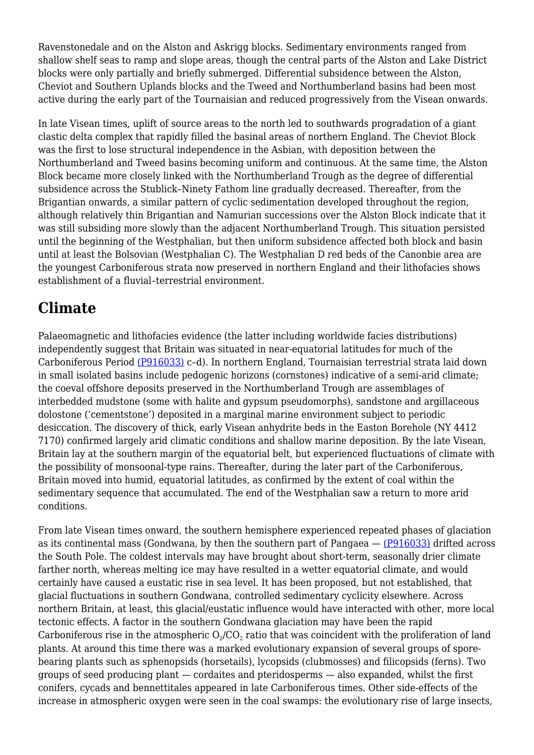Ravenstonedale and on the Alston and Askrigg blocks. Sedimentary environments ranged from shallow shelf seas to ramp and slope areas, though the central parts of the Alston and Lake District blocks were only partially and briefly submerged. Differential subsidence between the Alston, Cheviot and Southern Uplands blocks and the Tweed and Northumberland basins had been most active during the early part of the Tournaisian and reduced progressively from the Visean onwards.

In late Visean times, uplift of source areas to the north led to southwards progradation of a giant clastic delta complex that rapidly filled the basinal areas of northern England. The Cheviot Block was the first to lose structural independence in the Asbian, with deposition between the Northumberland and Tweed basins becoming uniform and continuous. At the same time, the Alston Block became more closely linked with the Northumberland Trough as the degree of differential subsidence across the Stublick–Ninety Fathom line gradually decreased. Thereafter, from the Brigantian onwards, a similar pattern of cyclic sedimentation developed throughout the region, although relatively thin Brigantian and Namurian successions over the Alston Block indicate that it was still subsiding more slowly than the adjacent Northumberland Trough. This situation persisted until the beginning of the Westphalian, but then uniform subsidence affected both block and basin until at least the Bolsovian (Westphalian C). The Westphalian D red beds of the Canonbie area are the youngest Carboniferous strata now preserved in northern England and their lithofacies shows establishment of a fluvial–terrestrial environment.

## Climate

Palaeomagnetic and lithofacies evidence (the latter including worldwide facies distributions) independently suggest that Britain was situated in near-equatorial latitudes for much of the Carboniferous Period (P916033) c–d). In northern England, Tournaisian terrestrial strata laid down in small isolated basins include pedogenic horizons (cornstones) indicative of a semi-arid climate; the coeval offshore deposits preserved in the Northumberland Trough are assemblages of interbedded mudstone (some with halite and gypsum pseudomorphs), sandstone and argillaceous dolostone ('cementstone') deposited in a marginal marine environment subject to periodic desiccation. The discovery of thick, early Visean anhydrite beds in the Easton Borehole (NY 4412 7170) confirmed largely arid climatic conditions and shallow marine deposition. By the late Visean, Britain lay at the southern margin of the equatorial belt, but experienced fluctuations of climate with the possibility of monsoonal-type rains. Thereafter, during the later part of the Carboniferous, Britain moved into humid, equatorial latitudes, as confirmed by the extent of coal within the sedimentary sequence that accumulated. The end of the Westphalian saw a return to more arid conditions.

From late Visean times onward, the southern hemisphere experienced repeated phases of glaciation as its continental mass (Gondwana, by then the southern part of Pangaea — (P916033) drifted across the South Pole. The coldest intervals may have brought about short-term, seasonally drier climate farther north, whereas melting ice may have resulted in a wetter equatorial climate, and would certainly have caused a eustatic rise in sea level. It has been proposed, but not established, that glacial fluctuations in southern Gondwana, controlled sedimentary cyclicity elsewhere. Across northern Britain, at least, this glacial/eustatic influence would have interacted with other, more local tectonic effects. A factor in the southern Gondwana glaciation may have been the rapid Carboniferous rise in the atmospheric $O_2/CO_2$ ratio that was coincident with the proliferation of land plants. At around this time there was a marked evolutionary expansion of several groups of spore-bearing plants such as sphenopsids (horsetails), lycopsids (clubmosses) and filicopsids (ferns). Two groups of seed producing plant — cordaites and pteridosperms — also expanded, whilst the first conifers, cycads and bennettitales appeared in late Carboniferous times. Other side-effects of the increase in atmospheric oxygen were seen in the coal swamps: the evolutionary rise of large insects,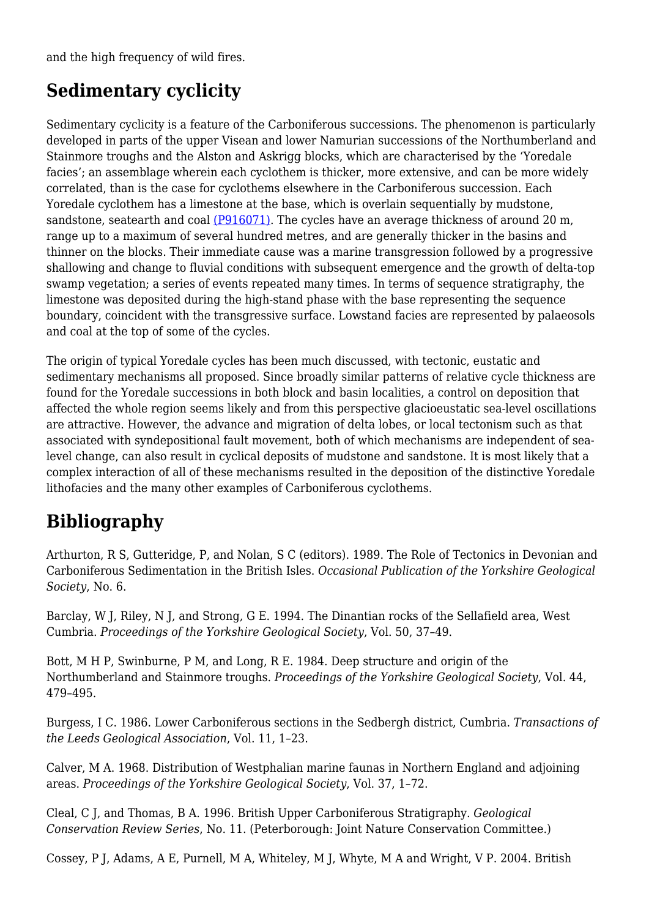and the high frequency of wild fires.

## Sedimentary cyclicity

Sedimentary cyclicity is a feature of the Carboniferous successions. The phenomenon is particularly developed in parts of the upper Visean and lower Namurian successions of the Northumberland and Stainmore troughs and the Alston and Askrigg blocks, which are characterised by the 'Yoredale facies'; an assemblage wherein each cyclothem is thicker, more extensive, and can be more widely correlated, than is the case for cyclothems elsewhere in the Carboniferous succession. Each Yoredale cyclothem has a limestone at the base, which is overlain sequentially by mudstone, sandstone, seatearth and coal (P916071). The cycles have an average thickness of around 20 m, range up to a maximum of several hundred metres, and are generally thicker in the basins and thinner on the blocks. Their immediate cause was a marine transgression followed by a progressive shallowing and change to fluvial conditions with subsequent emergence and the growth of delta-top swamp vegetation; a series of events repeated many times. In terms of sequence stratigraphy, the limestone was deposited during the high-stand phase with the base representing the sequence boundary, coincident with the transgressive surface. Lowstand facies are represented by palaeosols and coal at the top of some of the cycles.

The origin of typical Yoredale cycles has been much discussed, with tectonic, eustatic and sedimentary mechanisms all proposed. Since broadly similar patterns of relative cycle thickness are found for the Yoredale successions in both block and basin localities, a control on deposition that affected the whole region seems likely and from this perspective glacioeustatic sea-level oscillations are attractive. However, the advance and migration of delta lobes, or local tectonism such as that associated with syndepositional fault movement, both of which mechanisms are independent of sea-level change, can also result in cyclical deposits of mudstone and sandstone. It is most likely that a complex interaction of all of these mechanisms resulted in the deposition of the distinctive Yoredale lithofacies and the many other examples of Carboniferous cyclothems.

## Bibliography

Arthurton, R S, Gutteridge, P, and Nolan, S C (editors). 1989. The Role of Tectonics in Devonian and Carboniferous Sedimentation in the British Isles. *Occasional Publication of the Yorkshire Geological Society*, No. 6.

Barclay, W J, Riley, N J, and Strong, G E. 1994. The Dinantian rocks of the Sellafield area, West Cumbria. *Proceedings of the Yorkshire Geological Society*, Vol. 50, 37–49.

Bott, M H P, Swinburne, P M, and Long, R E. 1984. Deep structure and origin of the Northumberland and Stainmore troughs. *Proceedings of the Yorkshire Geological Society*, Vol. 44, 479–495.

Burgess, I C. 1986. Lower Carboniferous sections in the Sedbergh district, Cumbria. *Transactions of the Leeds Geological Association*, Vol. 11, 1–23.

Calver, M A. 1968. Distribution of Westphalian marine faunas in Northern England and adjoining areas. *Proceedings of the Yorkshire Geological Society*, Vol. 37, 1–72.

Cleal, C J, and Thomas, B A. 1996. British Upper Carboniferous Stratigraphy. *Geological Conservation Review Series*, No. 11. (Peterborough: Joint Nature Conservation Committee.)

Cossey, P J, Adams, A E, Purnell, M A, Whiteley, M J, Whyte, M A and Wright, V P. 2004. British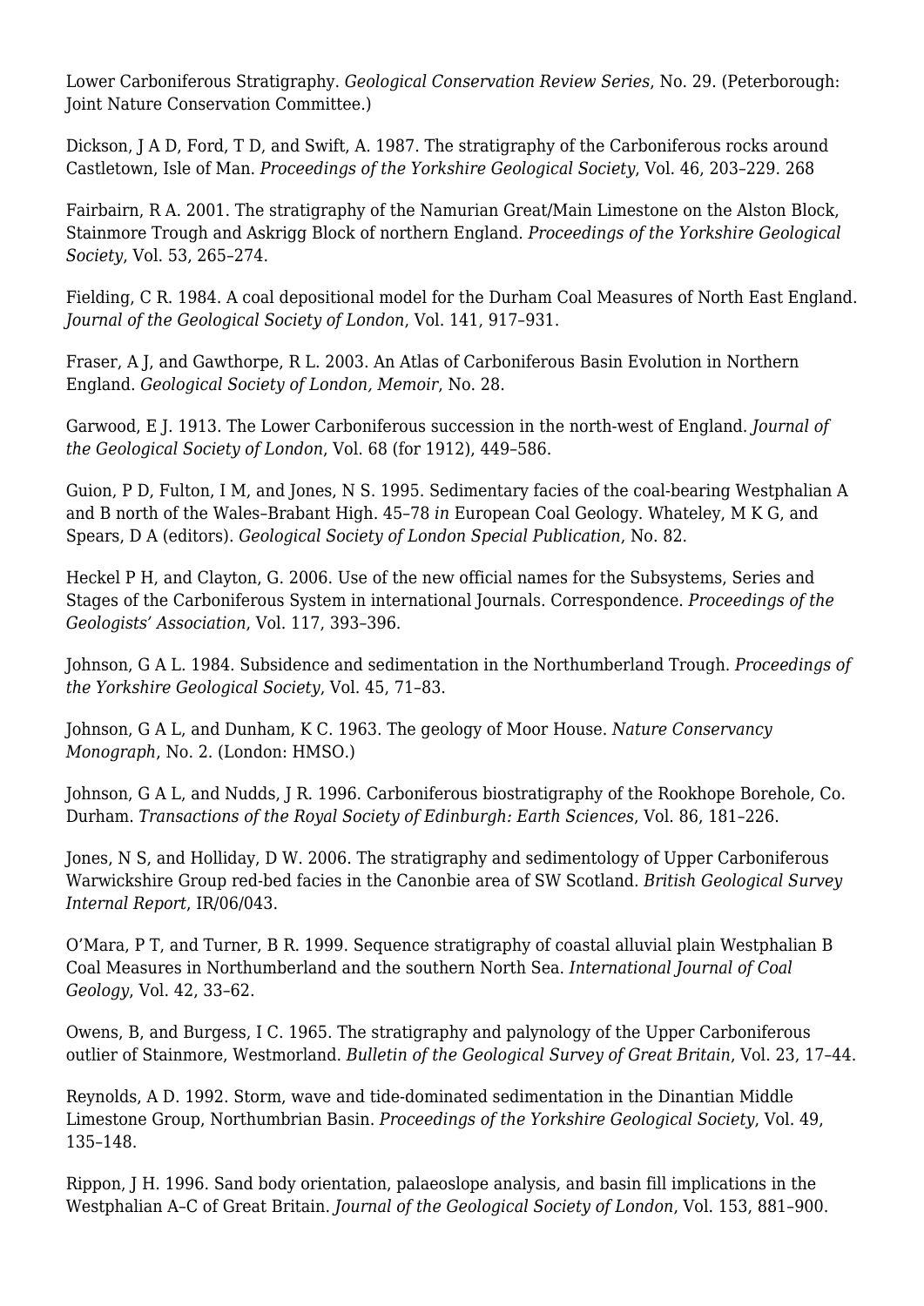Lower Carboniferous Stratigraphy. *Geological Conservation Review Series*, No. 29. (Peterborough: Joint Nature Conservation Committee.)

Dickson, J A D, Ford, T D, and Swift, A. 1987. The stratigraphy of the Carboniferous rocks around Castletown, Isle of Man. *Proceedings of the Yorkshire Geological Society*, Vol. 46, 203–229. 268

Fairbairn, R A. 2001. The stratigraphy of the Namurian Great/Main Limestone on the Alston Block, Stainmore Trough and Askrigg Block of northern England. *Proceedings of the Yorkshire Geological Society*, Vol. 53, 265–274.

Fielding, C R. 1984. A coal depositional model for the Durham Coal Measures of North East England. *Journal of the Geological Society of London*, Vol. 141, 917–931.

Fraser, A J, and Gawthorpe, R L. 2003. An Atlas of Carboniferous Basin Evolution in Northern England. *Geological Society of London, Memoir*, No. 28.

Garwood, E J. 1913. The Lower Carboniferous succession in the north-west of England. *Journal of the Geological Society of London*, Vol. 68 (for 1912), 449–586.

Guion, P D, Fulton, I M, and Jones, N S. 1995. Sedimentary facies of the coal-bearing Westphalian A and B north of the Wales–Brabant High. 45–78 *in* European Coal Geology. Whateley, M K G, and Spears, D A (editors). *Geological Society of London Special Publication*, No. 82.

Heckel P H, and Clayton, G. 2006. Use of the new official names for the Subsystems, Series and Stages of the Carboniferous System in international Journals. Correspondence. *Proceedings of the Geologists' Association*, Vol. 117, 393–396.

Johnson, G A L. 1984. Subsidence and sedimentation in the Northumberland Trough. *Proceedings of the Yorkshire Geological Society*, Vol. 45, 71–83.

Johnson, G A L, and Dunham, K C. 1963. The geology of Moor House. *Nature Conservancy Monograph*, No. 2. (London: HMSO.)

Johnson, G A L, and Nudds, J R. 1996. Carboniferous biostratigraphy of the Rookhope Borehole, Co. Durham. *Transactions of the Royal Society of Edinburgh: Earth Sciences*, Vol. 86, 181–226.

Jones, N S, and Holliday, D W. 2006. The stratigraphy and sedimentology of Upper Carboniferous Warwickshire Group red-bed facies in the Canonbie area of SW Scotland. *British Geological Survey Internal Report*, IR/06/043.

O'Mara, P T, and Turner, B R. 1999. Sequence stratigraphy of coastal alluvial plain Westphalian B Coal Measures in Northumberland and the southern North Sea. *International Journal of Coal Geology*, Vol. 42, 33–62.

Owens, B, and Burgess, I C. 1965. The stratigraphy and palynology of the Upper Carboniferous outlier of Stainmore, Westmorland. *Bulletin of the Geological Survey of Great Britain*, Vol. 23, 17–44.

Reynolds, A D. 1992. Storm, wave and tide-dominated sedimentation in the Dinantian Middle Limestone Group, Northumbrian Basin. *Proceedings of the Yorkshire Geological Society*, Vol. 49, 135–148.

Rippon, J H. 1996. Sand body orientation, palaeoslope analysis, and basin fill implications in the Westphalian A–C of Great Britain. *Journal of the Geological Society of London*, Vol. 153, 881–900.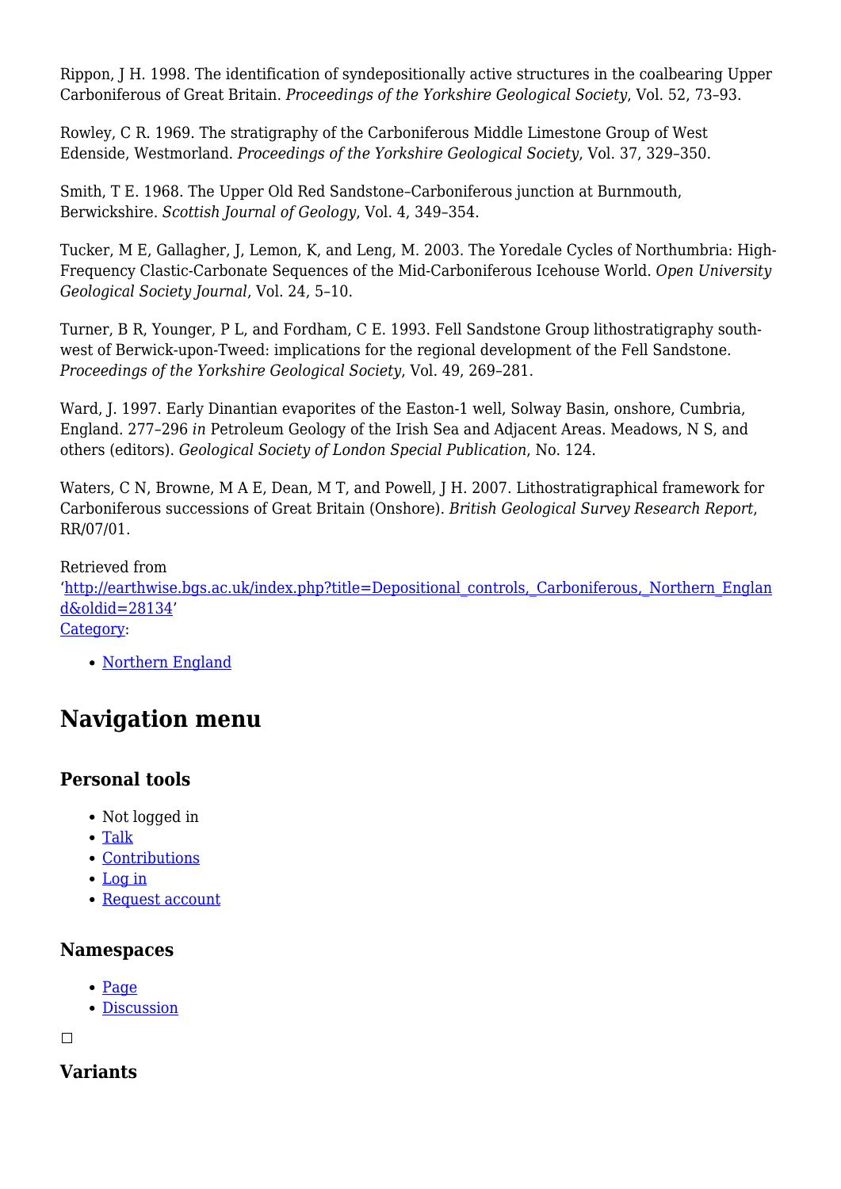Rippon, J H. 1998. The identification of syndepositionally active structures in the coalbearing Upper Carboniferous of Great Britain. *Proceedings of the Yorkshire Geological Society*, Vol. 52, 73–93.

Rowley, C R. 1969. The stratigraphy of the Carboniferous Middle Limestone Group of West Edenside, Westmorland. *Proceedings of the Yorkshire Geological Society*, Vol. 37, 329–350.

Smith, T E. 1968. The Upper Old Red Sandstone–Carboniferous junction at Burnmouth, Berwickshire. *Scottish Journal of Geology*, Vol. 4, 349–354.

Tucker, M E, Gallagher, J, Lemon, K, and Leng, M. 2003. The Yoredale Cycles of Northumbria: High-Frequency Clastic-Carbonate Sequences of the Mid-Carboniferous Icehouse World. *Open University Geological Society Journal*, Vol. 24, 5–10.

Turner, B R, Younger, P L, and Fordham, C E. 1993. Fell Sandstone Group lithostratigraphy south-west of Berwick-upon-Tweed: implications for the regional development of the Fell Sandstone. *Proceedings of the Yorkshire Geological Society*, Vol. 49, 269–281.

Ward, J. 1997. Early Dinantian evaporites of the Easton-1 well, Solway Basin, onshore, Cumbria, England. 277–296 *in* Petroleum Geology of the Irish Sea and Adjacent Areas. Meadows, N S, and others (editors). *Geological Society of London Special Publication*, No. 124.

Waters, C N, Browne, M A E, Dean, M T, and Powell, J H. 2007. Lithostratigraphical framework for Carboniferous successions of Great Britain (Onshore). *British Geological Survey Research Report*, RR/07/01.

Retrieved from 'http://earthwise.bgs.ac.uk/index.php?title=Depositional_controls,_Carboniferous,_Northern_England&oldid=28134'

Category:

- Northern England

## Navigation menu

### Personal tools

- Not logged in
- Talk
- Contributions
- Log in
- Request account

### Namespaces

- Page
- Discussion

### Variants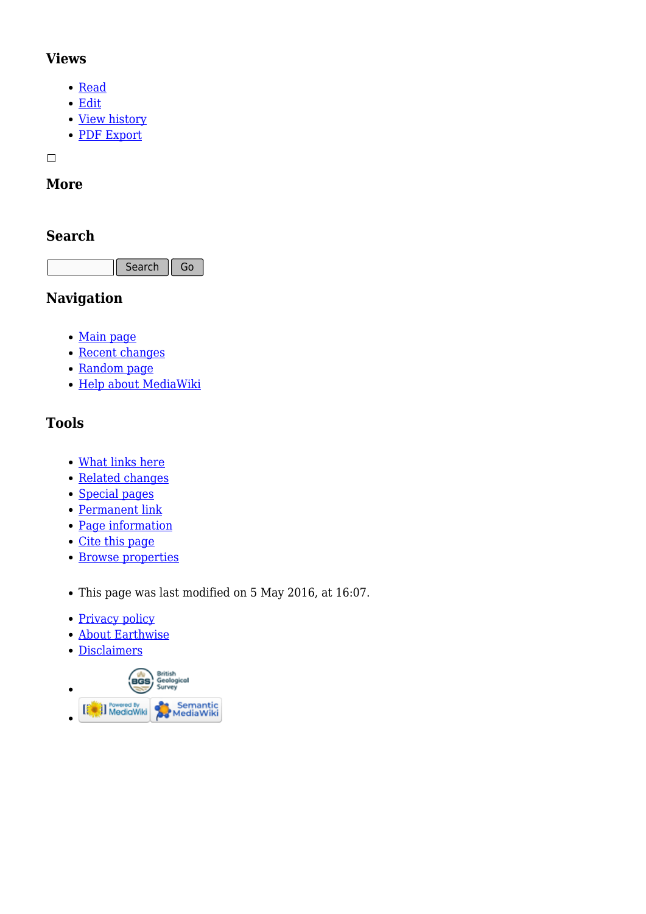### Views

- Read
- Edit
- View history
- PDF Export

### More

### Search

Search Go

### Navigation

- Main page
- Recent changes
- Random page
- Help about MediaWiki

### Tools

- What links here
- Related changes
- Special pages
- Permanent link
- Page information
- Cite this page
- Browse properties

- This page was last modified on 5 May 2016, at 16:07.

- Privacy policy
- About Earthwise
- Disclaimers